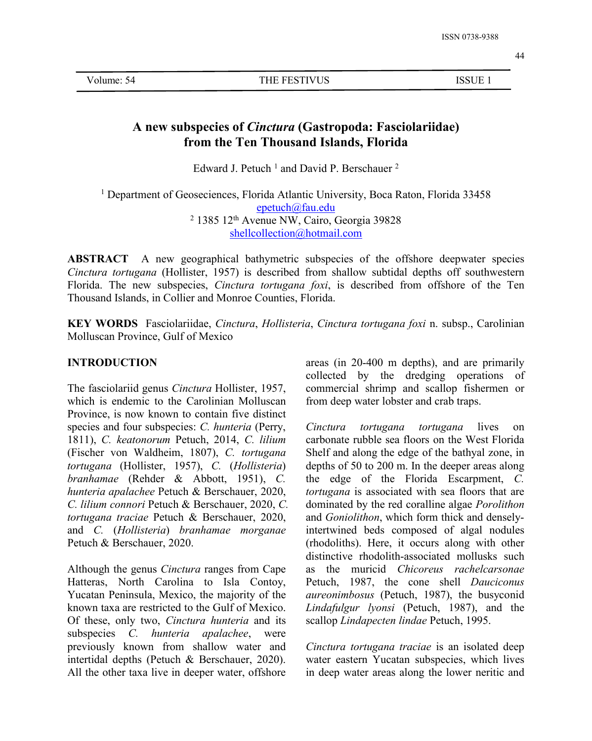# A new subspecies of *Cinctura* (Gastropoda: Fasciolariidae) from the Ten Thousand Islands, Florida

Edward J. Petuch [1] and David P. Berschauer [2]

[1] Department of Geosciences, Florida Atlantic University, Boca Raton, Florida 33458
epetuch@fau.edu
[2] 1385 12th Avenue NW, Cairo, Georgia 39828
shellcollection@hotmail.com

**ABSTRACT** A new geographical bathymetric subspecies of the offshore deepwater species *Cinctura tortugana* (Hollister, 1957) is described from shallow subtidal depths off southwestern Florida. The new subspecies, *Cinctura tortugana foxi*, is described from offshore of the Ten Thousand Islands, in Collier and Monroe Counties, Florida.

**KEY WORDS** Fasciolariidae, *Cinctura*, *Hollisteria*, *Cinctura tortugana foxi* n. subsp., Carolinian Molluscan Province, Gulf of Mexico

## INTRODUCTION

The fasciolariid genus *Cinctura* Hollister, 1957, which is endemic to the Carolinian Molluscan Province, is now known to contain five distinct species and four subspecies: *C. hunteria* (Perry, 1811), *C. keatonorum* Petuch, 2014, *C. lilium* (Fischer von Waldheim, 1807), *C. tortugana tortugana* (Hollister, 1957), *C.* (*Hollisteria*) *branhamae* (Rehder & Abbott, 1951), *C. hunteria apalachee* Petuch & Berschauer, 2020, *C. lilium connori* Petuch & Berschauer, 2020, *C. tortugana traciae* Petuch & Berschauer, 2020, and *C.* (*Hollisteria*) *branhamae morganae* Petuch & Berschauer, 2020.

Although the genus *Cinctura* ranges from Cape Hatteras, North Carolina to Isla Contoy, Yucatan Peninsula, Mexico, the majority of the known taxa are restricted to the Gulf of Mexico. Of these, only two, *Cinctura hunteria* and its subspecies *C. hunteria apalachee*, were previously known from shallow water and intertidal depths (Petuch & Berschauer, 2020). All the other taxa live in deeper water, offshore areas (in 20-400 m depths), and are primarily collected by the dredging operations of commercial shrimp and scallop fishermen or from deep water lobster and crab traps.

*Cinctura tortugana tortugana* lives on carbonate rubble sea floors on the West Florida Shelf and along the edge of the bathyal zone, in depths of 50 to 200 m. In the deeper areas along the edge of the Florida Escarpment, *C. tortugana* is associated with sea floors that are dominated by the red coralline algae *Porolithon* and *Goniolithon*, which form thick and densely-intertwined beds composed of algal nodules (rhodoliths). Here, it occurs along with other distinctive rhodolith-associated mollusks such as the muricid *Chicoreus rachelcarsonae* Petuch, 1987, the cone shell *Dauciconus aureonimbosus* (Petuch, 1987), the busyconid *Lindafulgur lyonsi* (Petuch, 1987), and the scallop *Lindapecten lindae* Petuch, 1995.

*Cinctura tortugana traciae* is an isolated deep water eastern Yucatan subspecies, which lives in deep water areas along the lower neritic and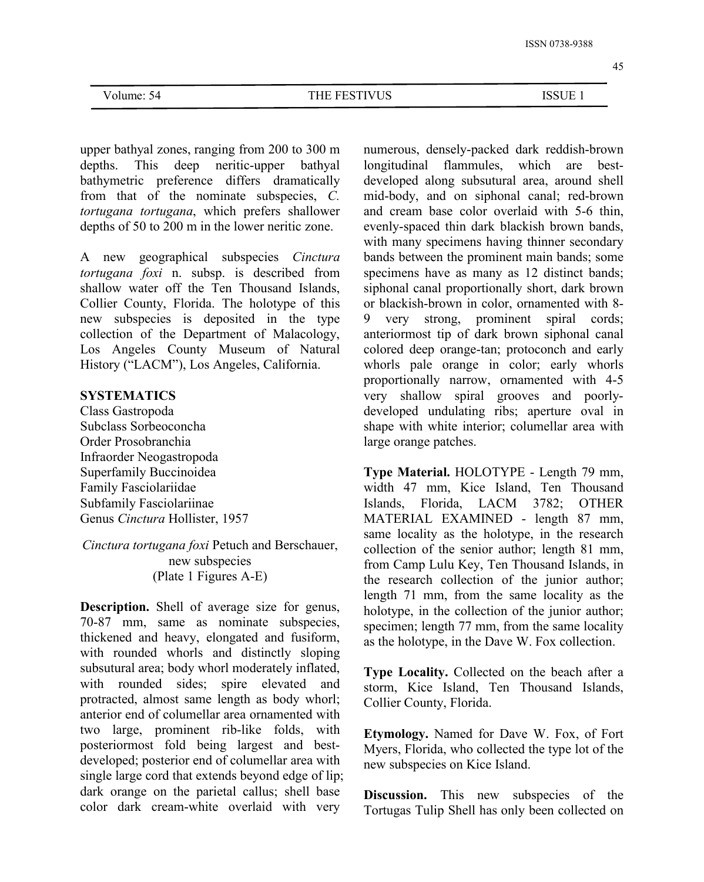upper bathyal zones, ranging from 200 to 300 m depths. This deep neritic-upper bathyal bathymetric preference differs dramatically from that of the nominate subspecies, *C. tortugana tortugana*, which prefers shallower depths of 50 to 200 m in the lower neritic zone.

A new geographical subspecies *Cinctura tortugana foxi* n. subsp. is described from shallow water off the Ten Thousand Islands, Collier County, Florida. The holotype of this new subspecies is deposited in the type collection of the Department of Malacology, Los Angeles County Museum of Natural History ("LACM"), Los Angeles, California.

## SYSTEMATICS

Class Gastropoda
Subclass Sorbeoconcha
Order Prosobranchia
Infraorder Neogastropoda
Superfamily Buccinoidea
Family Fasciolariidae
Subfamily Fasciolariinae
Genus *Cinctura* Hollister, 1957

### *Cinctura tortugana foxi* Petuch and Berschauer, new subspecies
(Plate 1 Figures A-E)

**Description.** Shell of average size for genus, 70-87 mm, same as nominate subspecies, thickened and heavy, elongated and fusiform, with rounded whorls and distinctly sloping subsutural area; body whorl moderately inflated, with rounded sides; spire elevated and protracted, almost same length as body whorl; anterior end of columellar area ornamented with two large, prominent rib-like folds, with posteriormost fold being largest and best-developed; posterior end of columellar area with single large cord that extends beyond edge of lip; dark orange on the parietal callus; shell base color dark cream-white overlaid with very numerous, densely-packed dark reddish-brown longitudinal flammules, which are best-developed along subsutural area, around shell mid-body, and on siphonal canal; red-brown and cream base color overlaid with 5-6 thin, evenly-spaced thin dark blackish brown bands, with many specimens having thinner secondary bands between the prominent main bands; some specimens have as many as 12 distinct bands; siphonal canal proportionally short, dark brown or blackish-brown in color, ornamented with 8-9 very strong, prominent spiral cords; anteriormost tip of dark brown siphonal canal colored deep orange-tan; protoconch and early whorls pale orange in color; early whorls proportionally narrow, ornamented with 4-5 very shallow spiral grooves and poorly-developed undulating ribs; aperture oval in shape with white interior; columellar area with large orange patches.

**Type Material.** HOLOTYPE - Length 79 mm, width 47 mm, Kice Island, Ten Thousand Islands, Florida, LACM 3782; OTHER MATERIAL EXAMINED - length 87 mm, same locality as the holotype, in the research collection of the senior author; length 81 mm, from Camp Lulu Key, Ten Thousand Islands, in the research collection of the junior author; length 71 mm, from the same locality as the holotype, in the collection of the junior author; specimen; length 77 mm, from the same locality as the holotype, in the Dave W. Fox collection.

**Type Locality.** Collected on the beach after a storm, Kice Island, Ten Thousand Islands, Collier County, Florida.

**Etymology.** Named for Dave W. Fox, of Fort Myers, Florida, who collected the type lot of the new subspecies on Kice Island.

**Discussion.** This new subspecies of the Tortugas Tulip Shell has only been collected on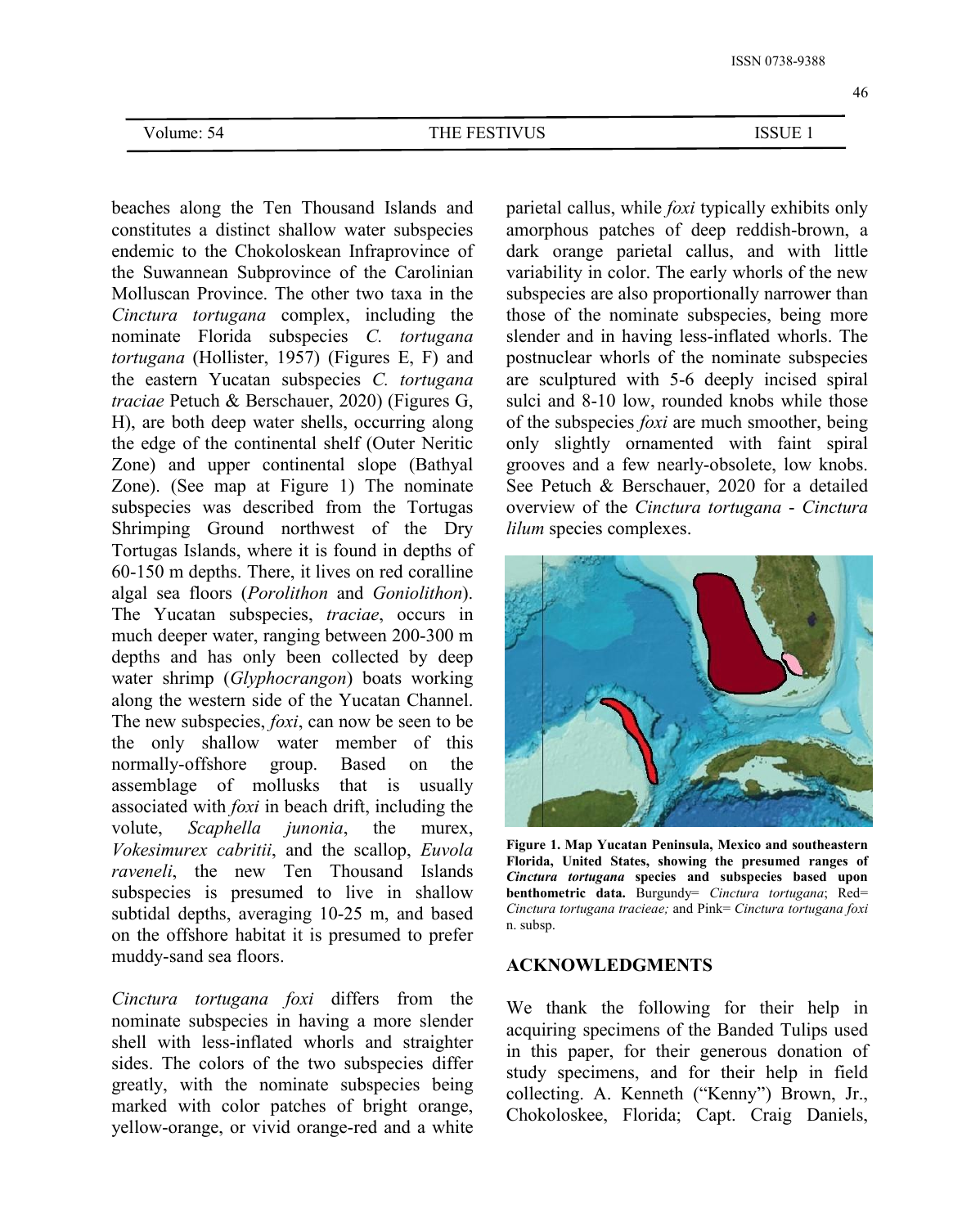beaches along the Ten Thousand Islands and constitutes a distinct shallow water subspecies endemic to the Chokoloskean Infraprovince of the Suwannean Subprovince of the Carolinian Molluscan Province. The other two taxa in the *Cinctura tortugana* complex, including the nominate Florida subspecies *C. tortugana tortugana* (Hollister, 1957) (Figures E, F) and the eastern Yucatan subspecies *C. tortugana traciae* Petuch & Berschauer, 2020) (Figures G, H), are both deep water shells, occurring along the edge of the continental shelf (Outer Neritic Zone) and upper continental slope (Bathyal Zone). (See map at Figure 1) The nominate subspecies was described from the Tortugas Shrimping Ground northwest of the Dry Tortugas Islands, where it is found in depths of 60-150 m depths. There, it lives on red coralline algal sea floors (*Porolithon* and *Goniolithon*). The Yucatan subspecies, *traciae*, occurs in much deeper water, ranging between 200-300 m depths and has only been collected by deep water shrimp (*Glyphocrangon*) boats working along the western side of the Yucatan Channel. The new subspecies, *foxi*, can now be seen to be the only shallow water member of this normally-offshore group. Based on the assemblage of mollusks that is usually associated with *foxi* in beach drift, including the volute, *Scaphella junonia*, the murex, *Vokesimurex cabritii*, and the scallop, *Euvola raveneli*, the new Ten Thousand Islands subspecies is presumed to live in shallow subtidal depths, averaging 10-25 m, and based on the offshore habitat it is presumed to prefer muddy-sand sea floors.

*Cinctura tortugana foxi* differs from the nominate subspecies in having a more slender shell with less-inflated whorls and straighter sides. The colors of the two subspecies differ greatly, with the nominate subspecies being marked with color patches of bright orange, yellow-orange, or vivid orange-red and a white parietal callus, while *foxi* typically exhibits only amorphous patches of deep reddish-brown, a dark orange parietal callus, and with little variability in color. The early whorls of the new subspecies are also proportionally narrower than those of the nominate subspecies, being more slender and in having less-inflated whorls. The postnuclear whorls of the nominate subspecies are sculptured with 5-6 deeply incised spiral sulci and 8-10 low, rounded knobs while those of the subspecies *foxi* are much smoother, being only slightly ornamented with faint spiral grooves and a few nearly-obsolete, low knobs. See Petuch & Berschauer, 2020 for a detailed overview of the *Cinctura tortugana* - *Cinctura lilum* species complexes.

**Figure 1. Map Yucatan Peninsula, Mexico and southeastern Florida, United States, showing the presumed ranges of *Cinctura tortugana* species and subspecies based upon benthometric data.** Burgundy= *Cinctura tortugana*; Red= *Cinctura tortugana tracieae;* and Pink= *Cinctura tortugana foxi* n. subsp.

## ACKNOWLEDGMENTS

We thank the following for their help in acquiring specimens of the Banded Tulips used in this paper, for their generous donation of study specimens, and for their help in field collecting. A. Kenneth ("Kenny") Brown, Jr., Chokoloskee, Florida; Capt. Craig Daniels,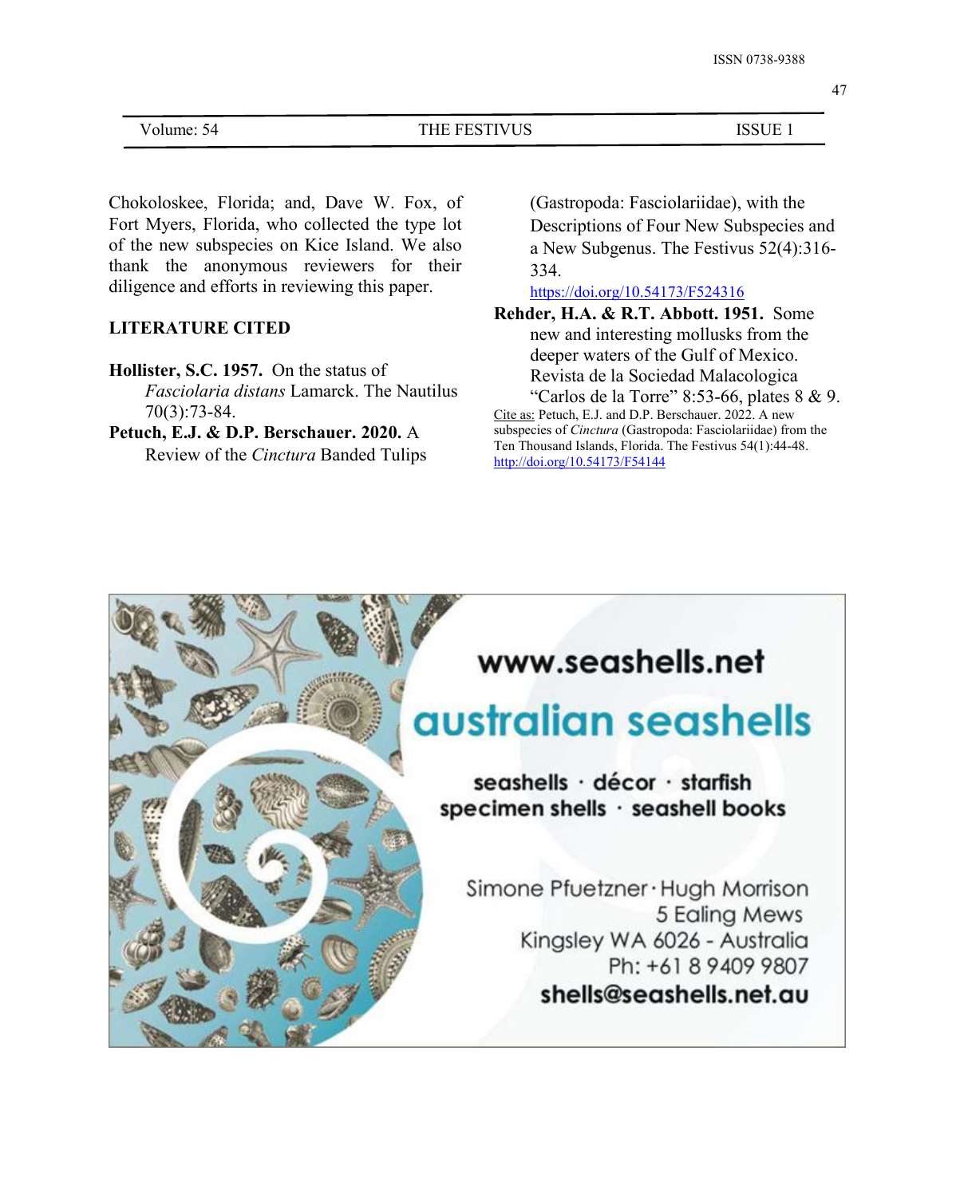Chokoloskee, Florida; and, Dave W. Fox, of Fort Myers, Florida, who collected the type lot of the new subspecies on Kice Island. We also thank the anonymous reviewers for their diligence and efforts in reviewing this paper.

## LITERATURE CITED

**Hollister, S.C. 1957.** On the status of *Fasciolaria distans* Lamarck. The Nautilus 70(3):73-84.

**Petuch, E.J. & D.P. Berschauer. 2020.** A Review of the *Cinctura* Banded Tulips (Gastropoda: Fasciolariidae), with the Descriptions of Four New Subspecies and a New Subgenus. The Festivus 52(4):316-334. https://doi.org/10.54173/F524316

**Rehder, H.A. & R.T. Abbott. 1951.** Some new and interesting mollusks from the deeper waters of the Gulf of Mexico. Revista de la Sociedad Malacologica "Carlos de la Torre" 8:53-66, plates 8 & 9.

Cite as: Petuch, E.J. and D.P. Berschauer. 2022. A new subspecies of *Cinctura* (Gastropoda: Fasciolariidae) from the Ten Thousand Islands, Florida. The Festivus 54(1):44-48. http://doi.org/10.54173/F54144

www.seashells.net

australian seashells

seashells · décor · starfish
specimen shells · seashell books

Simone Pfuetzner · Hugh Morrison
5 Ealing Mews
Kingsley WA 6026 - Australia
Ph: +61 8 9409 9807
shells@seashells.net.au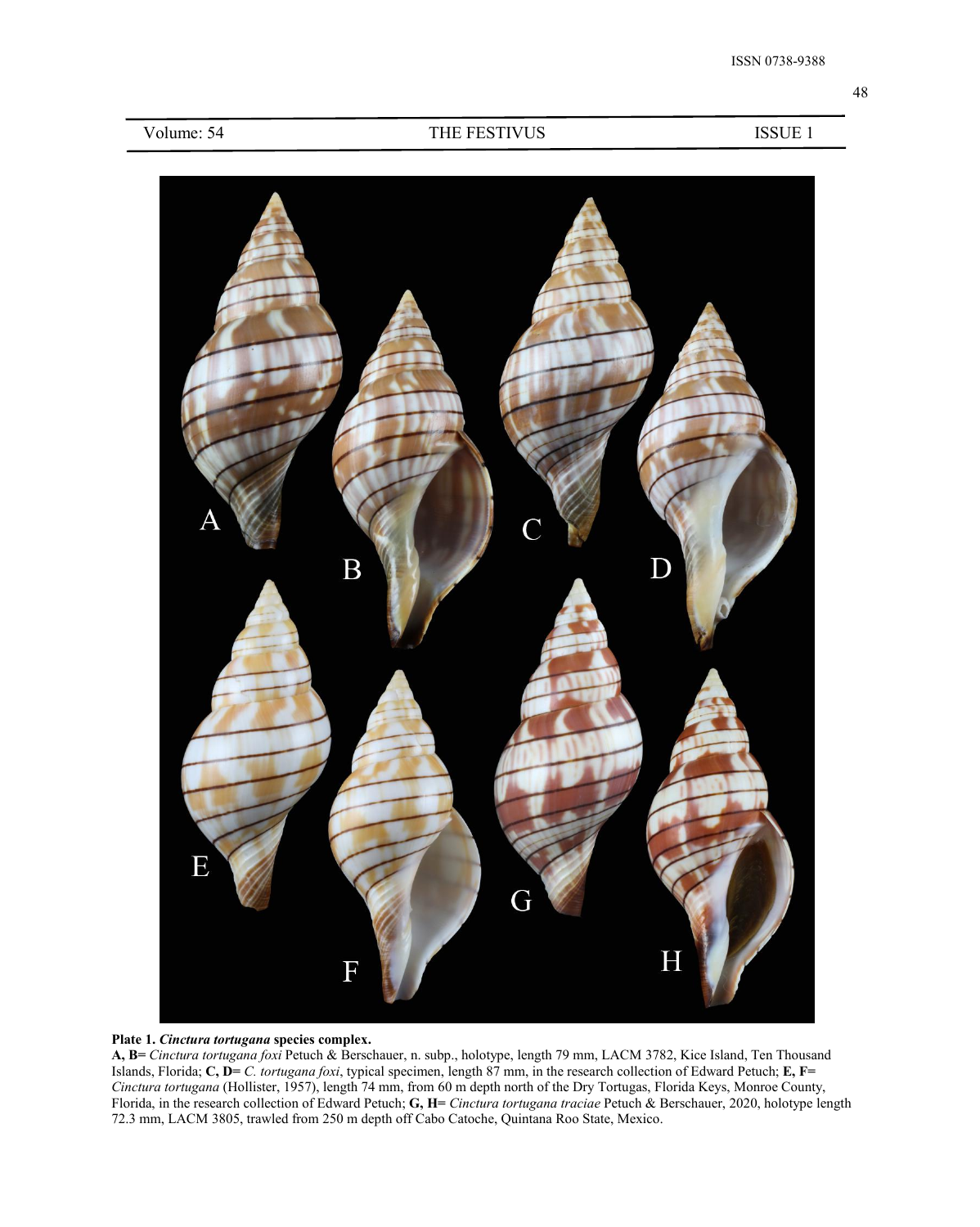**Plate 1. *Cinctura tortugana* species complex.**
**A, B=** *Cinctura tortugana foxi* Petuch & Berschauer, n. subp., holotype, length 79 mm, LACM 3782, Kice Island, Ten Thousand Islands, Florida; **C, D=** *C. tortugana foxi*, typical specimen, length 87 mm, in the research collection of Edward Petuch; **E, F=** *Cinctura tortugana* (Hollister, 1957), length 74 mm, from 60 m depth north of the Dry Tortugas, Florida Keys, Monroe County, Florida, in the research collection of Edward Petuch; **G, H=** *Cinctura tortugana traciae* Petuch & Berschauer, 2020, holotype length 72.3 mm, LACM 3805, trawled from 250 m depth off Cabo Catoche, Quintana Roo State, Mexico.